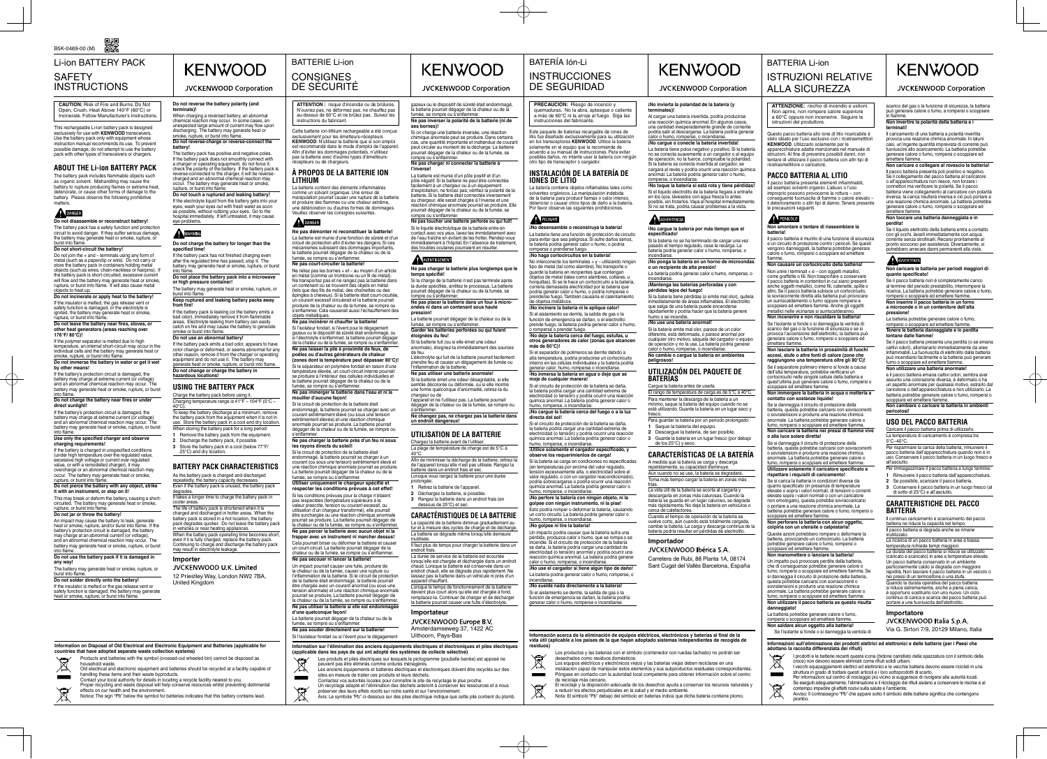B5K-0469-00 (M)

# Li-ion BATTERY PACK

# SAFETY INSTRUCTIONS

# KENWOOD

JVCKENWOOD Corporation

**CAUTION:** Risk of Fire and Burns. Do Not Open, Crush, Heat Above 140°F (60°C) or Incinerate. Follow Manufacturer's Instructions.

This rechargeable Li-ion battery pack is designed exclusively for use with **KENWOOD** transceivers. Use the battery pack only with equipment whose instruction manual recommends its use. To prevent possible damage, do not attempt to use the battery pack with other types of transceivers or chargers.

## ABOUT THE Li-ion BATTERY PACK

The battery pack includes flammable objects such as organic solvent. Mishandling may cause the battery to rupture producing flames or extreme heat, deteriorate, or cause other forms of damage to the battery. Please observe the following prohibitive matters.

DANGER

**Do not disassemble or reconstruct battery!**
The battery pack has a safety function and protection circuit to avoid danger. If they suffer serious damage, the battery may generate heat or smoke, rupture, or burst into flame.

**Do not short-circuit the battery!**
Do not join the + and – terminals using any form of metal (such as a paperclip or wire). Do not carry or store the battery pack in containers holding metal objects (such as wires, chain-necklaces or hairpins). If the battery pack is short-circuited, excessive current will flow and the battery may generate heat or smoke, rupture, or burst into flame. It will also cause metal objects to heat up.

**Do not incinerate or apply heat to the battery!**
If the insulator is melted, the gas release vent or safety function is damaged, or the electrolyte is ignited, the battery may generate heat or smoke, rupture, or burst into flame.

**Do not leave the battery near fires, stoves, or other heat generators (areas reaching over 176°F/ 80°C)!**
If the polymer separator is melted due to high temperature, an internal short-circuit may occur in the individual cells and the battery may generate heat or smoke, rupture, or burst into flame.

**Do not immerse the battery in water or get it wet by other means!**
If the battery's protection circuit is damaged, the battery may charge at extreme current (or voltage) and an abnormal chemical reaction may occur. The battery may generate heat or smoke, rupture, or burst into flame.

**Do not charge the battery near fires or under direct sunlight!**
If the battery's protection circuit is damaged, the battery may charge at extreme current (or voltage) and an abnormal chemical reaction may occur. The battery may generate heat or smoke, rupture, or burst into flame.

**Use only the specified charger and observe charging requirements!**
If the battery is charged in unspecified conditions (under high temperature over the regulated value, excessive high voltage or current over regulated value, or with a remodeled charger), it may overcharge or an abnormal chemical reaction may occur. The battery may generate heat or smoke, rupture, or burst into flame.

**Do not pierce the battery with any object, strike it with an instrument, or step on it!**
This may break or deform the battery, causing a short-circuited. The battery may generate heat or smoke, rupture, or burst into flame.

**Do not jar or throw the battery!**
An impact may cause the battery to leak, generate heat or smoke, rupture, and/or burst into flame. If the battery's protection circuit is damaged, the battery may charge at an abnormal current (or voltage), and an abnormal chemical reaction may occur. The battery may generate heat or smoke, rupture, or burst into flame.

**Do not use the battery pack if it is damaged in any way!**
The battery may generate heat or smoke, rupture, or burst into flame.

**Do not solder directly onto the battery!**
If the insulator is melted or the gas release vent or safety function is damaged, the battery may generate heat or smoke, rupture, or burst into flame.

**Do not reverse the battery polarity (and terminals)!**
When charging a reversed battery, an abnormal chemical reaction may occur. In some cases, an unexpected large amount of current may flow upon discharging. The battery may generate heat or smoke, rupture, or burst into flame.

**Do not reverse-charge or reverse-connect the battery!**
The battery pack has positive and negative poles. If the battery pack does not smoothly connect with a charger or operating equipment, do not force it; check the polarity of the battery. If the battery pack is reverse-connected to the charger, it will be reverse-charged and an abnormal chemical reaction may occur. The battery may generate heat or smoke, rupture, or burst into flame.

**Do not touch a ruptured and leaking battery!**
If the electrolyte liquid from the battery gets into your eyes, wash your eyes out with fresh water as soon as possible, without rubbing your eyes. Go to the hospital immediately. If left untreated, it may cause eye-problems.

WARNING

**Do not charge the battery for longer than the specified time!**
If the battery pack has not finished charging even after the regulated time has passed, stop it. The battery may generate heat or smoke, rupture, or burst into flame.

**Do not place the battery pack into a microwave or high pressure container!**
The battery may generate heat or smoke, rupture, or burst into flame.

**Keep ruptured and leaking battery packs away from fire!**
If the battery pack is leaking (or the battery emits a bad odor), immediately remove it from flammable areas. Electrolyte leaking from battery can easily catch on fire and may cause the battery to generate smoke or burst into flame.

**Do not use an abnormal battery!**
If the battery pack emits a bad odor, appears to have color change or deformed, or seems abnormal for any other reason, remove it from the charger or operating equipment and do not use it. The battery may generate heat or smoke, rupture, or burst into flame.

**Do not charge or change the battery in hazardous locations!**

## USING THE BATTERY PACK

Charge the battery pack before using it.
Charging temperature range is 41°F ~ 104°F (5°C ~ 40°C).
To keep the battery discharge at a minimum, remove the battery pack from the equipment when it is not in use. Store the battery pack in a cool and dry location. When storing the battery pack for a long period:
1. Remove the battery pack from the equipment.
2. Discharge the battery pack, if possible.
3. Store the battery pack in a cool (below 77°F/ 25°C) and dry location.

## BATTERY PACK CHARACTERISTICS

As the battery pack is charged and discharged repeatedly, the battery capacity decreases.
Even if the battery pack is unused, the battery pack degrades.
It takes a longer time to charge the battery pack in cooler areas.
The life of battery pack is shortened when it is charged and discharged in hotter areas. When the battery pack is stored in a hot location, the battery pack degrades quicker. Do not leave the battery pack in vehicles or near heating appliances.
When the battery pack operating time becomes short, even if it is fully charged, replace the battery pack. Continuing to charge and discharge the battery pack may result in electrolyte leakage.

**Importer**
JVCKENWOOD U.K. Limited
12 Priestley Way, London NW2 7BA, United Kingdom

**Information on Disposal of Old Electrical and Electronic Equipment and Batteries (applicable for countries that have adopted separate waste collection systems)**

Products and batteries with the symbol (crossed-out wheeled bin) cannot be disposed as household waste.
Old electrical and electronic equipment and batteries should be recycled at a facility capable of handling these items and their waste byproducts.
Contact your local authority for details in locating a recycle facility nearest to you.
Proper recycling and waste disposal will help conserve resources whilst preventing detrimental effects on our health and the environment.
Notice: The sign "Pb" below the symbol for batteries indicates that this battery contains lead.

# BATTERIE Li-ion

# CONSIGNES DE SÉCURITÉ

# KENWOOD

JVCKENWOOD Corporation

**ATTENTION :** risque d'incendie ou de brûlures. N'ouvrez pas, ne déformez pas, ne chauffez pas au-dessus de 60°C et ne brûlez pas. Suivez les instructions du fabricant.

Cette batterie ion-lithium rechargeable a été conçue exclusivement pour les émetteurs-récepteurs **KENWOOD**. N'utilisez la batterie que si son emploi est recommandé dans le mode d'emploi de l'appareil. Afin d'éviter les dommages potentiels, n'utilisez pas la batterie avec d'autres types d'émetteurs-récepteurs ou de chargeurs.

## À PROPOS DE LA BATTERIE ION LITHIUM

La batterie contient des éléments inflammables comme un solvant organique. Une erreur de manipulation pourrait causer une rupture de la batterie et produire des flammes ou une chaleur extrême, une détérioration ou d'autres formes de dommages. Veuillez observer les consignes suivantes.

DANGER

**Ne pas démonter ni reconstituer la batterie!**
La batterie est munie d'une fonction de sûreté et d'un circuit de protection afin d'éviter les dangers. Si ces mécanismes subissent des dommages importants, la batterie pourrait dégager de la chaleur ou de la fumée, se rompre ou s'enflammer.

**Ne pas court-circuiter la batterie!**
Ne reliez pas les bornes + et – au moyen d'un article en métal (comme un trombone ou un fil de métal). Ne transportez pas et ne rangez pas la batterie dans un contenant où se trouvent des objets en métal (tels que des fils de métal, des chaînettes ou des épingles à cheveux). Si la batterie était court-circuitée, un courant excessif circulerait et la batterie pourrait produire de la chaleur ou de la fumée, se rompre ou s'enflammer. Cela causerait aussi l'échauffement des objets métalliques.

**Ne pas incinérer ni chauffer la batterie!**
Si l'isolateur fondait, si l'évent pour le dégagement gazeux ou le dispositif de sûreté était endommagé, ou si l'électrolyte s'enflammait, la batterie pourrait dégager de la chaleur ou de la fumée, se rompre ou s'enflammer.

**Ne pas laisser la pile à proximité de feux, de poêles ou d'autres générateurs de chaleur (zones dont la température peut dépasser 80°C)!**
Si le séparateur en polymère fondait en raison d'une température élevée, un court-circuit interne pourrait se produire à l'intérieur des cellules individuelles et la batterie pourrait dégager de la chaleur ou de la fumée, se rompre ou s'enflammer.

**Ne pas immerger la batterie dans l'eau et ni la mouiller d'aucune façon!**
Si le circuit de protection de la batterie était endommagé, la batterie pourrait se charger avec un courant extrêmement élevé (ou sous une tension extrêmement élevée) et une réaction chimique anormale pourrait se produire. La batterie pourrait dégager de la chaleur ou de la fumée, se rompre ou s'enflammer.

**Ne pas charger la batterie près d'un feu ni sous les rayons directs du soleil!**
Si le circuit de protection de la batterie était endommagé, la batterie pourrait se charger à un courant (ou sous une tension) extrêmement élevé et une réaction chimique anormale pourrait se produire. La batterie pourrait dégager de la chaleur ou de la fumée, se rompre ou s'enflammer.

**Utiliser uniquement le chargeur spécifié et respecter les conditions prévues à cet effet!**
Si les conditions prévues pour la charge n'étaient pas respectées (température supérieure à la valeur prescrite, tension ou courant excessif, ou utilisation d'un chargeur transformé), elle pourrait être surchargée ou une réaction chimique anormale pourrait se produire. La batterie pourrait dégager de la chaleur ou de la fumée, se rompre ou s'enflammer.

**Ne pas percer la batterie avec aucun objet ni la frapper avec un instrument ni marcher dessus!**
Cela pourrait briser ou déformer la batterie et causer un court-circuit. La batterie pourrait dégager de la chaleur ou de la fumée, se rompre ou s'enflammer.

**Ne pas secouer ni lancer la batterie!**
Un impact pourrait causer une fuite, produire de la chaleur ou de la fumée, causer une rupture ou l'inflammation de la batterie. Si le circuit de protection de la batterie était endommagé, la batterie pourrait être chargée avec un courant anormal (ou sous une tension anormale) et une réaction chimique anormale pourrait se produire. La batterie pourrait dégager de la chaleur ou de la fumée, se rompre ou s'enflammer.

**Ne pas utiliser la batterie si elle est endommagée d'une quelconque façon!**
La batterie pourrait dégager de la chaleur ou de la fumée, se rompre ou s'enflammer.

**Ne pas souder directement sur la batterie!**
Si l'isolateur fondait ou si l'évent pour le dégagement gazeux ou le dispositif de sûreté était endommagé, la batterie pourrait dégager de la chaleur ou de la fumée, se rompre ou s'enflammer.

**Ne pas inverser la polarité de la batterie (ni de ses bornes)!**
Si on charge une batterie inversée, une réaction chimique anormale peut se produire. Dans certains cas, une quantité importante et inattendue de courant peut circuler au moment de la décharge. La batterie pourrait dégager de la chaleur ou de la fumée, se rompre ou s'enflammer.

**Ne pas charger ni connecter la batterie à l'inverse!**
La batterie est munie d'un pôle positif et d'un pôle négatif. Si la batterie ne peut être connectée facilement à un chargeur ou à un équipement d'exploitation, ne forcez pas; vérifiez la polarité de la batterie. Si la batterie était connectée inversement au chargeur, elle serait chargée à l'inverse et une réaction chimique anormale pourrait se produire. Elle pourrait dégager de la chaleur ou de la fumée, se rompre ou s'enflammer.

**Ne pas toucher une batterie perforée ou qui fuit!**
Si le liquide électrolytique de la batterie entre en contact avec vos yeux, lavez-les immédiatement avec de l'eau fraîche en évitant de les frotter. Rendez-vous immédiatement à l'hôpital. En l'absence de traitement, des troubles oculaires pourraient en résulter.

AVERTISSEMENT

**Ne pas charger la batterie plus longtemps que le temps spécifié!**
Si la charge de la batterie n'est pas terminée après la durée spécifiée, arrêtez le processus. La batterie pourrait dégager de la chaleur ou de la fumée, se rompre ou s'enflammer.

**Ne pas placer la batterie dans un four à micro-ondes ni dans un contenant sous haute pression!**
La batterie pourrait dégager de la chaleur ou de la fumée, se rompre ou s'enflammer.

**Garder les batteries perforées ou qui fuient éloignées du feu!**
Si la batterie fuit (ou si elle émet une odeur anormale), éloignez-la immédiatement des sources de feu.
L'électrolyte qui fuit de la batterie pourrait facilement prendre feu et causer un dégagement de fumée ou l'inflammation de la batterie.

**Ne pas utiliser une batterie anormale!**
Si la batterie émet une odeur désagréable, si elle semble décolorée ou déformée, ou si elle montre une forme quelconque d'anormalité, retirez-la du chargeur ou de l'appareil et ne l'utilisez pas. La batterie pourrait dégager de la chaleur ou de la fumée, se rompre ou s'enflammer.

**Ne changez pas, ne chargez pas la batterie dans un endroit dangereux!**

## UTILISATION DE LA BATTERIE

Chargez la batterie avant de l'utiliser.
La plage de température de charge est de 5°C à 40°C.
Afin de minimiser la décharge de la batterie, retirez-la de l'appareil lorsqu'elle n'est pas utilisée. Rangez la batterie dans un endroit frais et sec.
Lorsque vous rangez la batterie pour une durée prolongée:
1. Retirez la batterie de l'appareil.
2. Déchargez la batterie, si possible.
3. Rangez la batterie dans un endroit frais (en dessous de 25°C) et sec.

## CARACTÉRISTIQUES DE LA BATTERIE

La capacité de la batterie diminue graduellement au fur et à mesure des cycles de charge et de décharge.
La batterie se dégrade même lorsqu'elle demeure inutilisée.
Il faut plus de temps pour charger la batterie dans un endroit frais.
La durée de service de la batterie est écourtée lorsqu'elle est chargée et déchargée dans un endroit chaud. Lorsque la batterie est conservée dans un endroit chaud, elle se dégrade plus rapidement. Ne laissez pas la batterie dans un véhicule ni près d'un appareil chauffant.
Lorsque le temps de fonctionnement de la batterie devient plus court alors qu'elle est chargée à fond, remplacez-la. Continuer de charger et de décharger la batterie pourrait causer une fuite d'électrolyte.

**Importateur**
JVCKENWOOD Europe B.V.
Amsterdamseweg 37, 1422 AC
Uithoorn, Pays-Bas

**Information sur l'élimination des anciens équipements électriques et électroniques et piles électriques (applicable dans les pays qui ont adopté des systèmes de collecte sélective)**

Les produits et piles électriques sur lesquels le pictogramme (poubelle barrée) est apposé ne peuvent pas être éliminés comme ordures ménagères.
Les anciens équipements et batteries électriques et électroniques doivent être recyclés sur des sites en mesure de traiter ces produits et leurs déchets.
Contactez vos autorités locales pour connaître le site de recyclage le plus proche.
Un recyclage adapté et l'élimination des déchets aideront à conserver les ressources et à nous préserver des leurs effets nocifs sur notre santé et sur l'environnement.
Avis: Le symbole "Pb" ci-dessous sur des piles électrique indique que cette pile contient du plomb.

# BATERÍA Ión-Li

# INSTRUCCIONES DE SEGURIDAD

# KENWOOD

JVCKENWOOD Corporation

**PRECAUCIÓN:** Riesgo de incendio y quemaduras. No la abra, aplasque o caliente a más de 60°C ni la arroje al fuego. Siga las instrucciones del fabricante.

Este paquete de baterías recargable de iones de litio fue diseñado exclusivamente para su utilización en los transceptores **KENWOOD**. Utilice la batería solamente en el equipo que la recomiende de acuerdo a su manual de instrucciones. Para evitar posibles daños, no intente usar la batería con ningún otro tipo de transceptor o cargador.

## INSTALACIÓN DE LA BATERÍA DE IONES DE LITIO

La batería contiene objetos inflamables tales como solventes orgánicos. La manipulación indebida de la batería para producir llamas o calor intenso, deteriorar o causar otros tipos de daño a la batería. Por favor observe las siguientes prohibiciones.

PELIGRO

**¡No desensamble o reconstruya la batería!**
La batería tiene una función de protección de circuito para evitar que sea peligrosa. Si sufre daños serios, la batería podría generar calor o humo, podría romperse o prenderse fuego.

**¡No haga cortocircuitos en la batería!**
No interconecte los terminales + y – utilizando ningún tipo de metal (tal como alambre). No transporte o guarde la batería en recipientes que contengan objetos de metal (tales como alambres, collares, u horquillas). Si se le hace un cortocircuito a la batería, correría demasiada electricidad por la batería que podría generar calor o humo, o podría romperse o prenderse fuego. También causaría el calentamiento de objetos metálicos.

**¡No incinere la batería ni le aplique calor!**
Si el aislamiento se derrite, la salida de gas o la función de emergencia se dañan, o el electrolito prende fuego, la batería podría generar calor o humo, o romperse o prender fuego.

**¡No deje la batería cerca del fuego, estufas, u otros generadores de calor (zonas que alcancen más de 80°C)!**
Si el separador de polímeros se derrite debido a alta temperatura, podría producirse un cortocircuito interno en las células individuales y la batería podría generar calor o humo, romperse, o incendiarse.

**¡No inmersa la batería en agua o deje que se moje de cualquier manera!**
Si el circuito de protección de la batería se daña, la batería podría cargar una cantidad extrema de electricidad (o tensión) y podría ocurrir una reacción química anormal. La batería podría generar calor o humo, romperse o incendiarse.

**¡No cargue la batería cerca del fuego o a la luz directa del sol!**
Si el circuito de protección de la batería se daña, la batería podría cargar una cantidad extrema de electricidad (o tensión) y podría ocurrir una reacción química anormal. La batería podría generar calor o humo, romperse, o incendiarse.

**¡Utilice solamente el cargador especificado, y observe los requerimientos de carga!**
Si la batería se carga en condiciones no especificadas (en temperaturas por encima del valor regulado, tensión excesivamente alta, o electricidad sobre el valor regulado, o con un cargador reacondicionado), podría sobrecargarse o podría ocurrir una reacción química anormal. La batería podría generar calor o humo, romperse, o incendiarse.

**¡No perfore la batería con ningún objeto, ni la golpee con ningún instrumento, ni la pise!**
Esto podría romper o deformar la batería, causando un corto circuito. La batería podría generar calor o humo, romperse, o incendiarse.

**¡No golpee ni tire la batería!**
Un impacto podría causar que la batería sufra una pérdida, produzca calor o humo, que se rompa o se incendie. Si el circuito de protección de la batería se daña, la batería podría cargar una cantidad de electricidad (o tensión) anormal y podría ocurrir una reacción química anormal. La batería podría generar calor o humo, romperse o incendiarse.

**¡No use el cargador si tiene algún tipo de daño!**
La batería podría generar calor o humo, romperse, o incendiarse.

**¡No suelde nada directamente a la batería!**
Si el aislamiento se derrite, la salida de gas o la función de emergencia se dañan, la batería podría generar calor o humo, romperse o incendiarse.

**¡No invierta la polaridad de la batería (y terminales)!**
Al cargar una batería invertida, podría producirse una reacción química anormal. En algunos casos, una cantidad inesperadamente grande de corriente podría salir al descargarse. La batería podría generar calor o humo, romperse, o incendiarse.

**¡No cargue o conecte la batería invertida!**
La batería tiene polos negativo y positivo. Si la batería no se conecta suavemente a un cargador o al equipo de operación, no la fuerce, compruebe la polaridad. Si la batería se conecta invertida al cargador, se cargará al revés y podría ocurrir una reacción química anormal. La batería podría generar calor o humo, romperse, o incendiarse.

**¡No toque la batería si está rota y tiene pérdidas!**
Si el líquido electrolito de la batería llegara a entrarle en los ojos, láveselos con agua fresca lo antes posible, sin frotarlos. Vaya al hospital inmediatamente. Si no se trata, podría causar problemas a la vista.

ADVERTENCIA

**¡No cargue la batería por más tiempo que el especificado!**
Si la batería no se ha terminado de cargar una vez pasado el tiempo regulado, cese la recarga. La batería podría generar calor o humo, romperse, o incendiarse.

**¡No ponga la batería en un horno de microondas o un recipiente de alta presión!**
La batería podría generar calor o humo, romperse, o incendiarse.

**¡Mantenga las baterías perforadas y con pérdidas lejos del fuego!**
Si la batería tiene pérdidas (o emite mal olor), quítela inmediatamente de áreas inflamables. El electrolito que salga de una batería puede encenderse rápidamente y podría hacer que la batería genere humo o se incendie.

**¡No use una batería anormal!**
Si la batería emite mal olor, parece de un color diferente, está deformada, o parece anormal por cualquier otro motivo, sáquela del cargador o equipo de operación y no la use. La batería podría generar calor o humo, romperse, o incendiarse.

**No cambie o cargue la batería en ambientes peligrosos!**

## UTILIZACIÓN DEL PAQUETE DE BATERÍAS

Cargue la batería antes de usarla.
El rango de temperatura de carga es de 5°C a 40°C.
Para mantener la descarga de la batería a un mínimo, saque la batería del equipo cuando no se esté utilizando. Guarde la batería en un lugar seco y fresco.
Para guardar la batería por un período prolongado:
1. Saque la batería del equipo.
2. Descargue la batería, de ser posible.
3. Guarde la batería en un lugar fresco (por debajo de los 25°C) y seco.

## CARACTERÍSTICAS DE LA BATERÍA

A medida que la batería se carga y descarga repetidamente, su capacidad disminuye.
Aun cuando no se use, la batería se degradará.
Toma más tiempo cargar la batería en zonas más frías.
La vida útil de la batería se acorta al cargarla y descargarla en zonas más calurosas. Cuando la batería se guarda en un lugar caluroso, se degrada más rápidamente. No deje la batería en vehículos o cerca de calefactores.
Cuando el tiempo de operación de la batería se vuelve corto, aún cuando está totalmente cargada, cambie la batería. La carga y descarga continua de la batería podría resultar en pérdidas de electrolito.

**Importador**
JVCKENWOOD Ibérica S.A.
Carretera de Rubí, 88 Planta 1A, 08174
Sant Cugat del Vallès Barcelona, España

**Información acerca de la eliminación de equipos eléctricos, electrónicos y baterías al final de la vida útil (aplicable a los países de la que hayan adoptado sistemas independientes de recogida de residuos)**

Los productos y las baterías con el símbolo (contenedor con ruedas tachado) no podrán ser desechados como residuos domésticos.
Los equipos eléctricos y electrónicos viejos y las baterías viejas deben reciclarse en una instalación capaz de manipular estos elementos y sus subproductos residuales correspondientes.
Póngase en contacto con la autoridad local competente para obtener información sobre el centro de reciclaje más cercano.
El reciclaje y la disposición adecuada de los desechos ayuda a conservar los recursos naturales y a reducir los efectos perjudiciales en la salud y el medio ambiente.
Nota: El símbolo "Pb" debajo del símbolo en baterías indica que dicha batería contiene plomo.

# BATTERIA Li-ion

# ISTRUZIONI RELATIVE ALLA SICUREZZA

# KENWOOD

JVCKENWOOD Corporation

**ATTENZIONE:** rischio di incendio e ustioni. Non aprire, non rompere calore superiore a 60°C oppure non incenerire. Seguire le istruzioni del produttore.

Questo pacco batteria allo ione di litio ricaricabile è stato ideato per l'uso esclusivo con i ricetrasmettitori **KENWOOD**. Utilizzarlo solamente per le apparecchiature adatte menzionate nel manuale di istruzioni. Al fine di prevenire possibili danni, non tentare di utilizzare il pacco batteria con altri tipi di ricetrasmettitore o caricatore.

## PACCO BATTERIA AL LITIO

Il pacco batteria presenta elementi infiammabili, ad esempio solventi organici. L'abuso o l'uso improprio possono provocarne la rottura – con conseguente fuoriuscita di fiamme o calore elevato – il deterioramento o altri tipi di danno. Tenere presente le precauzioni seguenti.

PERICOLO

**Non smontare o tentare di riassemblare la batteria!**
Il pacco batteria è munito di una funzione di sicurezza e un circuito di protezione contro i pericoli. Se questi vengono danneggiati, la batteria potrebbe generare calore o fumo, rompersi o scoppiare ed emettere fiamme.

**Non causare un cortocircuito della batteria!**
Non unire i terminali + e – con oggetti metallici, come graffette o fili. Non trasportare o conservare il pacco batteria in contenitori in cui siano presenti anche oggetti metallici, come fili, catenelle, spille o altro. Se il pacco batteria subisce un cortocircuito, la sovracorrente diretta alla batteria può provocare un surriscaldamento o fumo oppure rompersi e scoppiare ed emettere fiamme. Anche gli oggetti metallici nelle vicinanze si surriscalderanno.

**Non incenerire e non riscaldare la batteria!**
Se l'isolante si fonde o si danneggia la ventola di scarico del gas o la funzione di sicurezza o se si provoca l'accensione dell'elettrolito, la batteria può generare calore o fumo, rompersi o scoppiare ed emettere fiamme.

**Non lasciare la batteria in prossimità di fuochi accesi, stufe o altre fonti di calore (zone che raggiungono una temperatura oltre gli 80°C)!**
Se il separatore polimero interno si fonde a causa dell'alta temperatura, potrebbe verificarsi un cortocircuito nelle singole cellule della batteria e quest'ultima può generare calore o fumo, rompersi o scoppiare ed emettere fiamme.

**Non immergere la batteria in acqua o metterla a contatto con sostanze liquide!**
Se si danneggia il circuito di protezione della batteria, questa potrebbe caricarsi con sovracorrenti o sovratensioni e produrre una reazione chimica anomale. La batteria potrebbe generare calore o fumo, rompersi o scoppiare ed emettere fiamme.

**Non caricare la batteria nei pressi di fiamme vive o alla luce solare diretta!**
Se si danneggia il circuito di protezione della batteria, questa potrebbe caricarsi con sovracorrenti o sovratensioni e produrre una reazione chimica anomale. La batteria potrebbe generare calore o fumo, rompersi o scoppiare ed emettere fiamme.

**Utilizzare solamente il caricatore specificato e rispettare i requisiti di caricamento!**
Se si carica la batteria in condizioni diverse da quanto specificato (in presenza di temperature elevate o sopra i valori normali, di tensioni o correnti elevate sopra i valori normali o con un caricatore non omologato), questa potrebbe sovraccaricarsi o portare a una reazione chimica anomale. La batteria potrebbe generare calore o fumo, rompersi o scoppiare ed emettere fiamme.

**Non perforare la batteria con alcun oggetto, colpirla con un utensile o calpestarla!**
Queste azioni potrebbero rompere o deformare la batteria, provocando un cortocircuito. La batteria potrebbe generare calore o fumo, rompersi o scoppiare ed emettere fiamme.

**Non maneggiare o lanciare la batteria!**
Un impatto può provocare perdite dalla batteria, che di conseguenza potrebbe generare calore o fumo, rompersi o scoppiare ed emettere fiamme. Se si danneggia il circuito di protezione della batteria, questa potrebbe caricarsi con sovracorrenti o sovratensioni e produrre una reazione chimica anomale. La batteria potrebbe generare calore o fumo, rompersi o scoppiare ed emettere fiamme.

**Non utilizzare il pacco batteria se questo risulta danneggiato!**
La batteria potrebbe generare calore o fumo, rompersi o scoppiare ed emettere fiamme.

**Non saldare alcun oggetto alla batteria!**
Se l'isolante si fonde o si danneggia la ventola di scarico del gas o la funzione di sicurezza, la batteria può generare calore o fumo, rompersi o scoppiare in fiamme.

**Non invertire la polarità della batteria e i terminali!**
Il caricamento di una batteria a polarità invertita provoca una reazione chimica anomala. In taluni casi, un'ingente quantità impressa di corrente può fuoriuscire allo scaricamento. La batteria potrebbe generare calore o fumo, rompersi o scoppiare ed emettere fiamme.

**Non caricare o collegare al rovescio la batteria!**
Il pacco batteria presenta poli positivo e negativo. Se il collegamento del pacco batteria al caricatore o all'apparecchiatura non riesce, non forzare i connettori ma verificare la polarità. Se il pacco batteria viene collegato al caricatore con polarità inversa, la carica risulterà inversa e ciò può portare a una reazione chimica anormale. La batteria potrebbe generare calore o fumo, rompersi o scoppiare ed emettere fiamme.

**Non toccare una batteria danneggiata e in perdita!**
Se il liquido elettrolito della batteria entra a contatto con gli occhi, lavarli immediatamente con acqua corrente senza strofinarli. Recarsi prontamente al pronto soccorso per assistenza. Diversamente, si potrebbero arrecare danni permanenti alla vista.

AVVERTENZA

**Non caricare la batteria per periodi maggiori di quanto specificato!**
Se il pacco batteria non è completamente carico al termine del periodo prestabilito, interrompere la ricarica. La batteria potrebbe generare calore o fumo, rompersi o scoppiare ed emettere fiamme.

**Non inserire il pacco batteria in un forno a microonde o in un contenitore dell'alta pressione!**
La batteria potrebbe generare calore o fumo, rompersi o scoppiare ed emettere fiamme.

**Tenere le batterie danneggiate e in perdita lontane dalle fiamme!**
Se il pacco batteria presenta una perdita (o se emana cattivi odori), allontanarlo immediatamente da aree infiammabili. La fuoriuscita di elettrolito dalla batteria può incendiarsi facilmente e la batteria può generare fumo o scoppiare ed emettere fiamme.

**Non utilizzare una batteria anomala!**
e il pacco batteria emana cattivi odori, sembra aver assunto una colorazione diversa, è deformato o ha un aspetto anormale per qualsiasi motivo, estrarlo dal caricatore o dall'apparecchiatura e non utilizzarlo. La batteria potrebbe generare calore o fumo, rompersi o scoppiare ed emettere fiamme.

**Non cambiare o caricare la batteria in ambienti pericolosi!**

## USO DEL PACCO BATTERIA

Caricare il pacco batteria prima di utilizzarlo.
La temperatura di caricamento è compresa tra 5°C–40°C.
Per risparmiare la carica della batteria, rimuovere il pacco batteria dall'apparecchiatura quando non è in uso. Conservare il pacco batteria in un luogo fresco e all'asciutto.
Per immagazzinare il pacco batteria a lungo termine:
1. Rimuovere il pacco batteria dall'apparecchiatura.
2. Se possibile, scaricare il pacco batteria.
3. Conservare il pacco batteria in un luogo fresco (al di sotto di 25°C) e all'asciutto.

## CARATTERISTICHE DEL PACCO BATTERIA

Il continuo caricamento e scaricamento del pacco batteria ne riduce la capacità nel tempo.
Il pacco batteria si degrada anche se rimane inutilizzato.
La ricarica di un pacco batteria in aree a bassa temperatura richiede tempi maggiori.
La durata del pacco batteria si riduce se utilizzato (caricato e scaricato) in aree a temperature elevate. Un pacco batteria conservato in un ambiente particolarmente caldo si degrada con maggiore rapidità. Non lasciare il pacco batteria in un veicolo o nei pressi di un termosifone o una stufa.
Quando la durata operativa del pacco batteria si riduce estremamente, anche a piena carica, è opportuno sostituirlo con uno nuovo. Un ciclo continuo di carica e scarica del pacco batteria può portare a una fuoriuscita dell'elettrolito.

**Importatore**
JVCKENWOOD Italia S.p.A.
Via G. Sirtori 7/9, 20129 Milano, Italia

**Informazioni sull'eliminazione dei prodotti elettrici ed elettronici e delle batterie (per i Paesi che adottano la raccolta differenziata dei rifiuti)**

I prodotti e le batterie recanti questa icona (bidone carrellato della spazzatura con il simbolo della croce) non devono essere eliminati come rifiuti solidi urbani.
I vecchi equipaggiamenti elettrici ed elettronici e le vecchie batterie devono essere riciclati in una struttura in grado di trattare questi articoli e i loro sottoprodotti di scarto.
Per informazioni sul centro di riciclaggio più vicino si suggerisce di rivolgersi alle autorità locali.
Se eseguiti adeguatamente, l'eliminazione e il riciclaggio dei rifiuti aiutano a conservare le risorse e al contempo impedire gli effetti nocivi sulla salute e l'ambiente.
Avviso: il contrassegno "Pb" che appare sotto il simbolo delle batterie significa che contengono piombo.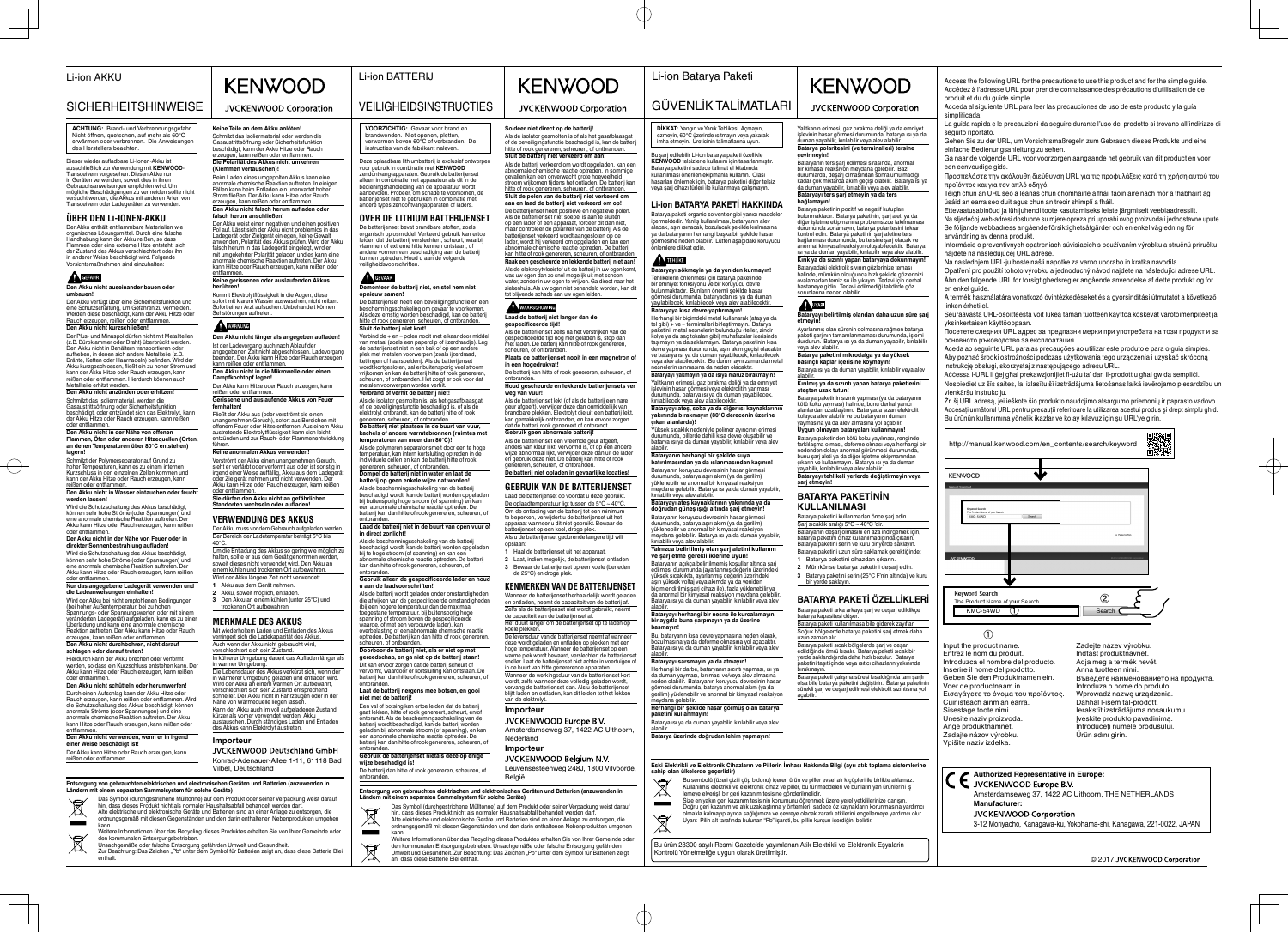# Li-ion AKKU

# KENWOOD

**JVCKENWOOD Corporation**

## SICHERHEITSHINWEISE

**ACHTUNG:** Brand- und Verbrennungsgefahr. Nicht öffnen, quetschen, auf mehr als 60°C erwärmen oder verbrennen. Die Anweisungen des Herstellers beachten.

Dieser wieder aufladbare Li-Ionen-Akku ist ausschließlich zur Verwendung mit **KENWOOD**-Transceivern vorgesehen. Diesen Akku nur in Geräten verwenden, soweit dies in Ihren Gebrauchsanweisungen empfohlen wird. Um mögliche Beschädigungen zu vermeiden sollte nicht versucht werden, die Akkus mit anderen Arten von Transceivern oder Ladegeräten zu verwenden.

## ÜBER DEN LI-IONEN-AKKU

Der Akku enthält entflammbare Materialien wie organisches Lösungsmittel. Durch eine falsche Handhabung kann der Akku reißen, so dass Flammen oder eine extreme Hitze entsteht, sich der Zustand des Akkus verschlechtert oder ihn in anderer Weise beschädigt wird. Folgende Vorsichtsmaßnahmen sind einzuhalten:

**GEFAHR**

**Den Akku nicht auseinander bauen oder umbauen!**
Der Akku verfügt über eine Sicherheitsfunktion und eine Schutzschaltung, um Gefahren zu vermeiden. Werden diese beschädigt, kann der Akku Hitze oder Rauch erzeugen, reißen oder entflammen.

**Den Akku nicht kurzschließen!**
Der Plus- und Minuspol dürfen nicht mit Metallteilen (z.B. Büroklammer oder Draht) überbrückt werden. Den Akku nicht in Behälters transportieren oder aufheben, in denen sich andere Metallteile (z.B. Drähte, Ketten oder Haarnadeln) befinden. Wird der Akku kurzgeschlossen, fließt ein zu hoher Strom und kann der Akku Hitze oder Rauch erzeugen, kann reißen oder entflammen. Hierdurch können auch Metallteile erhitzt werden.

**Den Akku nicht anzünden oder erhitzen!**
Schmilzt das Isoliermaterial, werden die Gasaustrittsöffnung oder Sicherheitsfunktion beschädigt, oder entzündet sich das Elektrolyt, kann der Akku Hitze oder Rauch erzeugen, kann reißen oder entflammen.

**Den Akku nicht in der Nähe von offenen Flammen, Öfen oder anderen Hitzequellen (Orten, an denen Temperaturen über 80°C entstehen) lagern!**
Schmilzt der Polymerseparator auf Grund zu hoher Temperaturen, kann es zu einem internen Kurzschluss in den einzelnen Zellen kommen und kann der Akku Hitze oder Rauch erzeugen, kann reißen oder entflammen.

**Den Akku nicht in Wasser eintauchen oder feucht werden lassen!**
Wird die Schutzschaltung des Akkus beschädigt, können sehr hohe Ströme (oder Spannungen) und eine anormale chemische Reaktion auftreten. Der Akku kann Hitze oder Rauch erzeugen, kann reißen oder entflammen.

**Den Akku nicht in der Nähe von Feuer oder in direkter Sonnenbestrahlung aufladen!**
Wird die Schutzschaltung des Akkus beschädigt, können sehr hohe Ströme (oder Spannungen) und eine anormale chemische Reaktion auftreten. Der Akku kann Hitze oder Rauch erzeugen, kann reißen oder entflammen.

**Nur das angegebene Ladegerät verwenden und die Ladeanweisungen einhalten!**
Wird der Akku bei nicht empfohlenen Bedingungen (bei hoher Außentemperatur, bei zu hohen Spannungs- oder Spannungswerten oder mit einem veränderten Ladegerät) aufgeladen, kann es zu einer Überladung oder einer anormalen chemische Reaktion auftreten. Der Akku kann Hitze oder Rauch erzeugen, kann reißen oder entflammen.

**Den Akku nicht durchbohren, nicht darauf schlagen oder darauf treten!**
Hierdurch kann der Akku brechen oder verformt werden, so dass ein Kurzschluss entstehen kann. Der Akku kann Hitze oder Rauch erzeugen, kann reißen oder entflammen.

**Den Akku nicht schütteln oder herumwerfen!**
Durch einen Aufschlag kann der Akku Hitze oder Rauch erzeugen, kann reißen oder entflammen. Wird die Schutzschaltung des Akkus beschädigt, können anormale Ströme (oder Spannungen) und eine anormale chemische Reaktion auftreten. Der Akku kann Hitze oder Rauch erzeugen, kann reißen oder entflammen.

**Den Akku nicht verwenden, wenn er in irgend einer Weise beschädigt ist!**
Der Akku kann Hitze oder Rauch erzeugen, kann reißen oder entflammen.

**Keine Teile an dem Akku anlöten!**
Schmilzt das Isoliermaterial oder werden die Gasaustrittsöffnung oder Sicherheitsfunktion beschädigt, kann der Akku Hitze oder Rauch erzeugen, kann reißen oder entflammen.

**Die Polarität des Akkus nicht umkehren (Klemmen vertauschen)!**
Beim Laden eines umgepolten Akkus kann eine anormale chemische Reaktion auftreten. In einigen Fällen kann beim Entladen ein unerwartet hoher Strom fließen. Der Akku kann Hitze oder Rauch erzeugen, kann reißen oder entflammen.

**Den Akku nicht falsch herum aufladen oder falsch herum anschließen!**
Der Akku weist einen negativen und einen positiven Pol auf. Lässt sich der Akku nicht problemlos in das Ladegerät oder Zielgerät einlegen, keine Gewalt anwenden. Polarität des Akkus prüfen. Wird der Akku falsch herum in das Ladegerät eingelegt, wird er mit umgekehrter Polarität geladen und kann es eine anormale chemische Reaktion auftreten. Der Akku kann Hitze oder Rauch erzeugen, kann reißen oder entflammen.

**Keine gerissenen oder auslaufenden Akkus berühren!**
Kommt Elektrolytflüssigkeit in die Augen, diese sofort mit klarem Wasser auswaschen, nicht reiben. Sofort einen Arzt aufsuchen. Unbehandelt können Sehstörungen auftreten.

**WARNUNG**

**Den Akku nicht länger als angegeben aufladen!**
Ist der Ladevorgang auch nach Ablauf der angegebenen Zeit nicht abgeschlossen, Ladevorgang beenden. Der Akku kann Hitze oder Rauch erzeugen, kann reißen oder entflammen.

**Den Akku nicht in die Mikrowelle oder einen Dampfkochtopf legen!**
Der Akku kann Hitze oder Rauch erzeugen, kann reißen oder entflammen.

**Gerissene und auslaufende Akkus von Feuer fernhalten!**
Fließt der Akku aus (oder verströmt sie einen unangenehmen Geruch), sofort aus Bereichen mit offenem Feuer oder Hitze entfernen. Aus einem Akku austretende Elektrolytflüssigkeit kann sich leicht entzünden und zur Rauch- oder Flammenentwicklung führen.

**Keine anormalen Akkus verwenden!**
Verströmt der Akku einen unangenehmen Geruch, sieht er verfärbt oder verformt aus oder ist sonstig in irgend einer Weise auffällig, Akku aus dem Ladegerät oder Zielgerät nehmen und nicht verwenden. Der Akku kann Hitze oder Rauch erzeugen, kann reißen oder entflammen.

**Sie dürfen den Akku nicht an gefährlichen Standorten wechseln oder aufladen!**

## VERWENDUNG DES AKKUS

Der Akku muss vor dem Gebrauch aufgeladen werden.
Der Bereich der Ladetemperatur beträgt 5°C bis 40°C.

Um die Entladung des Akkus so gering wie möglich zu halten, sollte er aus dem Gerät genommen werden, soweit dieses nicht verwendet wird. Den Akku an einem kühlen und trockenen Ort aufbewahren.

Wird der Akku längere Zeit nicht verwendet:
1. Akku aus dem Gerät nehmen.
2. Akku, soweit möglich, entladen.
3. Den Akku an einem kühlen (unter 25°C) und trockenen Ort aufbewahren.

## MERKMALE DES AKKUS

Mit wiederholtem Laden und Entladen des Akkus verringert sich die Ladekapazität des Akkus.
Auch wenn der Akku nicht gebraucht wird, verschlechtert sich sein Zustand.
In kühlerer Umgebung dauert das Aufladen länger als in warmer Umgebung.
Die Lebensdauer des Akkus verkürzt sich, wenn der in wärmerer Umgebung geladen und entladen wird. Wird der Akku an einem warmen Ort aufbewahrt, verschlechtert sich sein Zustand entsprechend schneller. Der Akku nicht in Fahrzeugen oder in der Nähe von Wärmequelle liegen lassen.
Kann der Akku auch im voll aufgeladenen Zustand kürzer als vorher verwendet werden, Akku austauschen. Durch ständiges Laden und Entladen des Akkus kann Elektrolyt austreten.

**Importeur**
JVCKENWOOD Deutschland GmbH
Konrad-Adenauer-Allee 1-11, 61118 Bad Vilbel, Deutschland

**Entsorgung von gebrauchten elektrischen und elektronischen Geräten und Batterien (anzuwenden in Ländern mit einem separaten Sammelsystem für solche Geräte)**

Das Symbol (durchgestrichene Mülltonne) auf dem Produkt oder seiner Verpackung weist darauf hin, dass dieses Produkt nicht als normaler Haushaltsabfall behandelt werden darf.
Alte elektrische und elektronische Geräte und Batterien sind an einer Anlage zu entsorgen, die ordnungsgemäß mit diesen Gegenständen und den darin enthaltenen Nebenprodukten umgehen kann.
Weitere Informationen über das Recycling dieses Produktes erhalten Sie von Ihrer Gemeinde oder den kommunalen Entsorgungsbetrieben.
Unsachgemäße oder falsche Entsorgung gefährden Umwelt und Gesundheit.
Zur Beachtung: Das Zeichen „Pb" unter dem Symbol für Batterien zeigt an, dass diese Batterie Blei enthält.

---

# Li-ion BATTERIJ

# KENWOOD

**JVCKENWOOD Corporation**

## VEILIGHEIDSINSTRUCTIES

**VOORZICHTIG:** Gevaar voor brand en brandwonden. Niet openen, pletten, verwarmen boven 60°C of verbranden. De instructies van de fabrikant naleven.

Deze oplaadbare lithiumbatterij is exclusief ontworpen voor gebruik in combinatie met **KENWOOD** zendontvang-apparaten. Gebruik de batterijenset alleen in combinatie met apparatuur als dit in de bedieningshandleiding van de apparatuur wordt aanbevolen. Probeer, om schade te voorkomen, de batterijenset niet te gebruiken in combinatie met andere types zendontvangapparaten of laders.

## OVER DE LITHIUM BATTERIJENSET

De batterijenset bevat brandbare stoffen, zoals organisch oplosmiddel. Verkeerd gebruik kan ertoe leiden dat de batterij verslechtert, scheurt, waarbij vlammen of extreme hitte kunnen ontstaan, of andere vormen van beschadiging aan de batterij kunnen optreden. Houd u aan de volgende veiligheidsvoorschriften.

**GEVAAR**

**Demonteer de batterij niet, en stel hem niet opnieuw samen!**
De batterijenset heeft een beveiligingsfunctie en een beschermingsschakeling om gevaar te voorkomen. Als deze ernstig worden beschadigd, kan de batterij hitte of rook genereren, scheuren, of ontbranden.

**Sluit de batterij niet kort!**
Verbind de + en – polen nooit met elkaar door middel van metaal (zoals een paperclip of ijzerdraade). Leg de batterijenset niet in een bak of op een andere plek met metalen voorwerpen (zoals ijzerdraad, kettingen of haarspelden). Als de batterijenset wordt kortgesloten, zal er buitensporig veel stroom vrijkomen en kan de batterij hitte of rook genereren, scheuren, of ontbranden. Het zorgt er ook voor dat metalen voorwerpen worden verhit.

**Verbrand of verhit de batterij niet!**
Als de isolator gesmolten is, als het gasafblaasgat of de beveiligingsfunctie beschadigd is, of als de elektrolyt ontbrandt, kan de batterij hitte of rook genereren, scheuren, of ontbranden.

**De batterij niet plaatsen in de buurt van vuur, kachels of andere warmtebronnen (ruimtes met temperaturen van meer dan 80°C)!**
Als de polymeren separator smelt door een te hoge temperatuur, kan intern kortsluiting optreden in de individuele cellen en kan de batterij hitte of rook genereren, scheuren, of ontbranden.

**Dompel de batterij niet in water en laat de batterij op geen enkele wijze nat worden!**
Als de beschermingsschakeling van de batterij beschadigd wordt, kan de batterij worden opgeladen bij buitensporig hoge stroom (of spanning) en kan een abnormale chemische reactie optreden. De batterij kan dan hitte of rook genereren, scheuren, of ontbranden.

**Laad de batterij niet in de buurt van open vuur of in direct zonlicht!**
Als de beschermingsschakeling van de batterij beschadigd wordt, kan de batterij worden opgeladen bij te hoge stroom (of spanning) en kan een abnormale chemische reactie optreden. De batterij kan dan hitte of rook genereren, scheuren, of ontbranden.

**Gebruik alleen de gespecificeerde lader en houd u aan de laadvoorschriften!**
Als de batterij wordt geladen onder omstandigheden die afwijken van de gespecificeerde omstandigheden (bij een hogere temperatuur dan de maximaal toegestane temperatuur, bij buitensporig hoge spanning of stroom boven de gespecificeerde waarde, of met een verbouwde lader), kan overbelasting of een abnormale chemische reactie optreden. De batterij kan dan hitte of rook genereren, scheuren, of ontbranden.

**Doorboor de batterij niet, sla er niet op met gereedschap, en ga niet op de batterij staan!**
Dit kan ervoor zorgen dat de batterij scheurt of vervormt, waardoor er kortsluiting kan ontstaan. De batterij kan dan hitte of rook genereren, scheuren, of ontbranden.

**Laat de batterij nergens mee botsen, en gooi niet met de batterij!**
Een val of botsing kan ertoe leiden dat de batterij gaat lekken, hitte of rook genereert, scheurt, en/of ontbrandt. Als de beschermingsschakeling van de batterij wordt beschadigd, kan de batterij worden geladen bij abnormale stroom (of spanning), en kan een abnormale chemische reactie optreden. De batterij kan dan hitte of rook genereren, scheuren, of ontbranden.

**Gebruik de batterijenset nietals deze op enige wijze beschadigd is!**
De batterij kan dan hitte of rook genereren, scheuren, of ontbranden.

**Soldeer niet direct op de batterij!**
Als de isolator gesmolten is of als het gasafblaasgat of de beveiligingsfunctie beschadigd is, kan de batterij hitte of rook genereren, scheuren, of ontbranden.

**Sluit de batterij niet verkeerd om aan!**
Als de batterij verkeerd om wordt opgeladen, kan een abnormale chemische reactie optreden. In sommige gevallen kan een onverwacht grote hoeveelheid stroom vrijkomen tijdens het ontladen. De batterij kan hitte of rook genereren, scheuren, of ontbranden.

**Sluit de polen van de batterij niet verkeerd om aan en laad de batterij niet verkeerd om op!**
De batterijenset heeft positieve en negatieve polen. Als de batterijenset niet soepel is aan te sluiten op een lader of een apparaat, forceer dit dan niet, maar controleer de polariteit van de batterij. Als de batterijenset verkeerd wordt aangesloten op de lader, wordt hij verkeerd om opgeladen en kan een abnormale chemische reactie optreden. De batterij kan hitte of rook genereren, scheuren, of ontbranden.

**Raak een gescheurde en lekkende batterij niet aan!**
Als de elektrolytvloeistof uit de batterij in uw ogen komt, was uw ogen dan zo snel mogelijk uit met schoon water, zonder in uw ogen te wrijven. Ga direct naar het ziekenhuis. Als uw ogen niet behandeld worden, kan dit tot blijvende schade aan uw ogen leiden.

**WAARSCHUWING**

**Laad de batterij niet langer dan de gespecificeerde tijd!**
Als de batterijenset zelfs na het verstrijken van de gespecificeerde tijd nog niet geladen is, stop dan met laden. De batterij kan hitte of rook genereren, scheuren, of ontbranden.

**Plaats de batterijenset nooit in een magnetron of in een hogedrukvat!**
De batterij kan hitte of rook genereren, scheuren, of ontbranden.

**Houd gescheurde en lekkende batterijensets ver weg van vuur!**
Als de batterijenset lekt (of als de batterij een nare geur afgeeft), verwijder deze dan onmiddellijk van brandbare plekken. Elektrolyt die uit een batterij lekt, kan gemakkelijk ontbranden, en kan ervoor zorgen dat de batterij rook genereert of ontbrandt.

**Gebruik geen abnormale batterij!**
Als de batterijenset een vreemde geur afgeeft, anders van kleur lijkt, vervormd is, of op een andere wijze abnormaal lijkt, verwijder deze dan uit de lader en gebruik deze niet. De batterij kan hitte of rook genereren, scheuren, of ontbranden.

**De batterij niet opladen in gevaarlijke locaties!**

## GEBRUIK VAN DE BATTERIJENSET

Laad de batterijenset op voordat u deze gebruikt.
De oplaadtemperatuur ligt tussen de 5°C – 40°C.
Om de ontlading van de batterij tot een minimum te beperken, verwijdert u de batterijenset uit het apparaat wanneer u dit niet gebruikt. Bewaar de batterijenset op een koel, droge plek.
Als u de batterijenset gedurende langere tijd wilt opslaan:
1. Haal de batterijenset uit het apparaat.
2. Laat, indien mogelijk, de batterijenset ontladen.
3. Bewaar de batterijenset op een koele (beneden de 25°C) en droge plek.

## KENMERKEN VAN DE BATTERIJENSET

Wanneer de batterijenset herhaaldelijk wordt geladen en ontladen, neemt de capaciteit van de batterij af.
Zelfs als de batterijenset niet wordt gebruikt, neemt de capaciteit van de batterijenset af.
Het duurt langer om de batterijenset op te laden op koele plekken.
De levensduur van de batterijenset neemt af wanneer deze wordt geladen en ontladen op plekken met een hoge temperatuur. Wanneer de batterijenset op een warme plek wordt bewaard, verslechtert de batterijenset sneller. Laat de batterijenset niet achter in voertuigen of in de buurt van hitte genererende apparaten.
Wanneer de werkingsduur van de batterijenset kort wordt, zelfs wanneer deze volledig geladen wordt, vervang de batterijenset dan. Als u de batterijenset blijft laden en ontladen, kan dit leiden tot het lekken van de elektrolyt.

**Importeur**
JVCKENWOOD Europe B.V.
Amsterdamseweg 37, 1422 AC Uithoorn, Nederland

**Importeur**
JVCKENWOOD Belgium N.V.
Leuvensesteenweg 248J, 1800 Vilvoorde, België

**Entsorgung von gebrauchten elektrischen und elektronischen Geräten und Batterien (anzuwenden in Ländern mit einem separaten Sammelsystem für solche Geräte)**

Das Symbol (durchgestrichene Mülltonne) auf dem Produkt oder seiner Verpackung weist darauf hin, dass dieses Produkt nicht als normaler Haushaltsabfall behandelt werden darf.
Alte elektrische und elektronische Geräte und Batterien sind an einer Anlage zu entsorgen, die ordnungsgemäß mit diesen Gegenständen und den darin enthaltenen Nebenprodukten umgehen kann.
Weitere Informationen über das Recycling dieses Produktes erhalten Sie von Ihrer Gemeinde oder den kommunalen Entsorgungsbetrieben. Unsachgemäße oder falsche Entsorgung gefährden Umwelt und Gesundheit. Zur Beachtung: Das Zeichen „Pb" unter dem Symbol für Batterien zeigt an, dass diese Batterie Blei enthält.

---

# Li-ion Batarya Paketi

# KENWOOD

**JVCKENWOOD Corporation**

## GÜVENLİK TALİMATLARI

**DİKKAT:** Yangın ve Yanık Tehlikesi. Açmayın, ezmeyin, 60°C üzerinde ısıtmayın veya yakarak imha etmeyin. Üreticinin talimatlarına uyun.

Bu şarj edilebilir Li-ion batarya paketi özellikle **KENWOOD** telsizlerle kullanım için tasarlanmıştır. Batarya paketini sadece talimat el kitabında kullanılması önerilen ekipmanla kullanın. Olası hasarları önlemek için, batarya paketini diğer telsiz veya şarj cihazı türleri ile kullanmaya çalışmayın.

## Lİ-ION BATARYA PAKETİ HAKKINDA

Batarya paketi organik solventler gibi yanıcı maddeler içermektedir. Yanlış kullanılması, bataryanın alev alacak, aşırı ısınacak, bozulacak şekilde kırılmasına ya da bataryanın herhangi başka bir şekilde hasar görmesine neden olabilir. Lütfen aşağıdaki koruyucu önlemlere dikkat edin.

**TEHLİKE**

**Batarya paketini sökmeyin ya da yeniden kurmayın!**
Tehlikelerin önlenmesi için batarya paketinde bir emniyet fonksiyonu ve bir koruyucu devre bulunmaktadır. Bunların önemli şekilde hasar görmesi durumunda, batarya ısı ya da duman yayılabilecek, kırılabilecek veya alev alabilecektir.

**Bataryaya kısa devre yaptırmayın!**
Herhangi bir biçimdeki metal kullanarak (ataş ya da tel gibi) + ve – terminalleri birleştirmeyin. Batarya paketini, metal nesnelerin bulunduğu (teller, zincir kolye ya da saç tokaları gibi) muhafazalar içerisinde taşımayın ya da saklamayın. Batarya paketinin kısa devre yapması durumunda, aşırı akım geçişi olacaktır ve batarya ısı ya da duman yayılabilecek, kırılabilecek veya alev alabilecektir. Bu durum aynı zamanda metal nesnelerin ısınmasına da neden olacaktır.

**Bataryayı yakmayın ya da ısıya maruz bırakmayın!**
Yalıtkan erimesi, gaz bırakma deliği ya da emniyet işlevinin hasar görmesi veya elektrolitin tutuşması durumunda, batarya ısı ya da duman yayabilecek, kırılabilecek veya alev alabilecektir.

**Bataryayı ateş, soba ya da diğer ısı kaynaklarının yakınında bırakmayın (80°C derecenin üzerine çıkan alanlarda)!**
Yüksek sıcaklık nedeniyle polimer ayırıcının erimesi durumunda, pillerde dahili kısa devre oluşabilir ve batarya ısı ya da duman yayabilir, kırılabilir veya alev alabilir.

**Bataryanın herhangi bir şekilde suya batırılmasından ya da ıslanmasından kaçının!**
Bataryanın koruyucu devresinin hasar görmesi durumunda, batarya aşırı akım (ya da gerilim) yüklenebilir ve anormal bir kimyasal reaksiyon meydana gelebilir. Batarya ısı ya da duman yayabilir, kırılabilir veya alev alabilir.

**Bataryayı ateş kaynaklarının yakınında ya da doğrudan güneş ışığı altında şarj etmeyin!**
Bataryanın koruyucu devresinin hasar görmesi durumunda, batarya aşırı akım (ya da gerilim) yüklenebilir ve anormal bir kimyasal reaksiyon meydana gelebilir. Batarya ısı ya da duman yayabilir, kırılabilir veya alev alabilir.

**Yalnızca belirtilmiş olan şarj aletini kullanın ve şarj etme gerekliliklerine uyun!**
Bataryanın açıkça belirtilmemiş koşullar altında şarj edilmesi durumunda (ayarlanmış değerin üzerindeki yüksek sıcaklıkta, ayarlanmış değerin üzerindeki aşırı yüksek voltaj veya akımda ya da yeniden biçimlendirilmiş şarj cihazı ile), fazla yüklenebilir ya da anormal bir kimyasal reaksiyon meydana gelebilir. Batarya ısı ya da duman yayabilir, kırılabilir veya alev alabilir.

**Bataryayı herhangi bir nesne ile kurcalamayın, bir aygıtla buna çarpmayın ya da üzerine basmayın!**
Bu, bataryanın kısa devre yapmasına neden olarak, bozulmasına ya da deforme olmasına yol açacaktır. Batarya ısı ya da duman yayabilir, kırılabilir veya alev alabilir.

**Bataryayı sarsmayın ya da atmayın!**
Herhangi bir darbe, bataryanın sızıntı yapması, ısı ya da duman yayması, kırılması ve/veya alev almasına neden olabilir. Bataryanın koruyucu devresinin hasar görmesi durumunda, batarya anormal akım (ya da gerilim) yüklenebilir ve anormal bir kimyasal reaksiyon meydana gelebilir.

**Herhangi bir şekilde hasar görmüş olan batarya paketini kullanmayın!**
Batarya ısı ya da duman yayabilir, kırılabilir veya alev alabilir.

**Batarya üzerinde doğrudan lehim yapmayın!**
Yalıtkanın erimesi, gaz bırakma deliği ya da emniyet işlevinin hasar görmesi durumunda, batarya ısı ya da duman yayabilir, kırılabilir veya alev alabilir.

**Batarya polaritesini (ve terminalleri) tersine çevirmeyin!**
Bataryanın ters şarj edilmesi sırasında, anormal bir kimyasal reaksiyon meydana gelebilir. Bazı durumlarda, deşarj olmasından sonra umulmadığı kadar çok miktarda akım geçişi olabilir. Batarya ısı ya da duman yayabilir, kırılabilir veya alev alabilir.

**Bataryayı ters şarj etmeyin ya da ters bağlamayın!**
Batarya paketinin pozitif ve negatif kutupları bulunmaktadır. Batarya paketinin, şarj aleti ya da diğer işletme ekipmanına problemsizce takılmaması durumunda zorlamayın, batarya polaritesini tekrar kontrol edin. Batarya paketinin şarj aletine ters bağlanması durumunda, bu tersine şarj olacak ve anormal kimyasal reaksiyon oluşabilecektir. Batarya ısı ya da duman yayabilir, kırılabilir veya alev alabilir.

**Kırık ya da sızıntı yapan bataryaya dokunmayın!**
Bataryadaki elektrolit sıvının gözlerinize temas halinde, mümkün olduğunca hızlı şekilde gözlerinizi ovalamadan temiz su ile yıkayın. Tedavi için derhal hastaneye gidin. Tedavi edilmediği takdirde göz sorunlarına neden olabilir.

**UYARI**

**Bataryayı belirtilmiş olandan daha uzun süre şarj etmeyin!**
Ayarlanmış olan sürenin dolmasına rağmen batarya paketi şarjının tamamlanmaması durumunda, işlemi durdurun. Batarya ısı ya da duman yayabilir, kırılabilir veya alev alabilir.

**Batarya paketini mikrodalga ya da yüksek basınçlı kaplar içerisine koymayın!**
Batarya ısı ya da duman yayabilir, kırılabilir veya alev alabilir.

**Kırılmış ya da sızıntı yapan batarya paketlerini ateşten uzak tutun!**
Batarya paketinin sızıntı yapması (ya da bataryanın kötü koku yayması) halinde, bunu derhal yanıcı alanlardan uzaklaştırın. Bataryada sızan elektrolit kolayca alev alabilir ve bu bataryanın duman yaymasına ya da alev almasına yol açabilir.

**Uygun olmayan bataryaları kullanmayın!**
Batarya paketinden kötü koku yayılması, renginde farklılaşma olması, deforme olması veya herhangi bir nedenden dolayı anormal görünmesi durumunda, bunu şarj aleti ya da diğer işletme ekipmanından çıkarın ve kullanmayın. Batarya ısı ya da duman yayabilir, kırılabilir ve alev alabilir.

**Bataryayı tehlikeli yerlerde değiştirmeyin veya şarj etmeyin!**

## BATARYA PAKETİNİN KULLANILMASI

Batarya paketini kullanmadan önce şarj edin.
Şarj sıcaklık aralığı 5°C – 40°C dir.
Bataryanın deşarj olmasını en aza indirgemek için, batarya paketini cihaz kullanılmadığında çıkarın. Batarya paketini serin ve kuru bir yerde saklayın.
Batarya paketini uzun süre saklamak gerektiğinde:
1. Batarya paketini cihazdan çıkarın.
2. Mümkünse batarya paketini deşarj edin.
3. Batarya paketini serin (25°C Fnin altında) ve kuru bir yerde saklayın.

## BATARYA PAKETİ ÖZELLİKLERİ

Batarya paketi arka arkaya şarj ve deşarj edildikçe batarya kapasitesi düşer.
Batarya paketi kullanılmasa bile giderek zayıflar.
Soğuk bölgelerde batarya paketini şarj etmek daha uzun zaman alır.
Batarya paketi sıcak bölgelerde şarj ve deşarj edildiğinde ömrü kısalır. Batarya paketi sıcak bir yerde saklandığında daha hızlı bozulur. Batarya paketini taşıt içinde veya ısıtıcı cihazların yakınında bırakmayın.
Batarya paketi çalışma süresi kısaldığında tam şarjlı olsa bile batarya paketini değiştirin. Batarya paketinin sürekli şarj ve deşarj edilmesi elektrolit sızıntısına yol açabilir.

**Eski Elektrikli ve Elektronik Cihazların ve Pillerin İmhası Hakkında Bilgi (ayrı atık toplama sistemlerine sahip olan ülkelerde geçerlidir)**

Bu sembolü (üzeri çizili çöp bidonu) içeren ürün ve piller evsel atık ile çöpleri ile birlikte atılamaz. Kullanılmış elektrikli ve elektronik cihaz ve piller, bu tür maddeleri ve bunların yan ürünlerini iş leme elverişli bir geri kazanım tesisine gönderilmelidir.
Size en yakın geri kazanım tesisinin konumunu öğrenmek üzere yerel yetkililerinize danışın.
Doğru geri kazanım ve atık uzaklaştırma y öntemleri, sadece öz kaynakların korunmasına yardımcı olmakla kalmayıp ayrıca sağlığımıza ve çevreye olacak zararlı etkilerin engellenmesine yardımcı olur.
Uyarı: Pilin alt tarafında bulunan "Pb" işareti, bu pillin kurşun içerdiğini belirtir.

Bu ürün 28300 sayılı Resmi Gazete'de yayımlanan Atık Elektrikli ve Elektronik Eşyaların Kontrolü Yönetmeliğe uygun olarak üretilmiştir.

---

# KENWOOD

**JVCKENWOOD Corporation**

Access the following URL for the precautions to use this product and for the simple guide.
Accédez à l'adresse URL pour prendre connaissance des précautions d'utilisation de ce produit et du du guide simple.
Acceda al siguiente URL para leer las precauciones de uso de este producto y la guía simplificada.
La guida rapida e le precauzioni da seguire durante l'uso del prodotto si trovano all'indirizzo di seguito riportato.
Gehen Sie zu der URL, um Vorsichtsmaßregeln zum Gebrauch dieses Produkts und eine einfache Bedienungsanleitung zu sehen.
Ga naar de volgende URL voor voorzorgen aangaande het gebruik van dit product en voor een eenvoudige gids.
Προσπελάστε την ακόλουθη διεύθυνση URL για τις προφυλάξεις κατά τη χρήση αυτού του προϊόντος και για τον απλό οδηγό.
Téigh chuig an URL seo a leanas chun chomhairle a fháil faoin aire nach mór a thabhairt ag úsáid an earra seo dutí agus chun an treoir shimplí a fháil.
Ettevaatusabinõud ja lühijuhendi toote kasutamiseks leiate järgmiselt veebiaadressilt.
Na sljedećoj web-adresi dostupne su mjere opreza pri uporabi ovog proizvoda i jednostavne upute.
Se följande webbadress angående försiktighetsåtgärder och en enkel vägledning för användning av denna produkt.
Informácie o preventívnych opatreniach súvisiacich s používaním výrobku a stručnú príručku nájdete na nasledujúcej URL adrese.
Na naslednjem URL-ju boste našli napotke za varno uporabo in kratka navodila.
Opatření pro použití tohoto výrobku a jednoduchý návod najdete na následující adrese URL.
Åbn den følgende URL for forsigtighedsregler angående anvendelse af dette produkt og for en enkel guide.
A termék használatára vonatkozó óvintézkedéseket és a gyorsindítási útmutatót a következő linken éheti el.
Seuraavasta URL-osoitteesta voit lukea tämän tuotteen käyttöä koskevat varotoimenpiteet ja yksinkertaisen käyttöoppaan.
Посетете следния URL адрес за предпазни мерки при употребата на този продукт и за основното ръководство за експлоатация.
Aceda ao seguinte URL para as precauções ao utilizar este produto e para o guia simples.
Aby poznać środki ostrożności podczas użytkowania tego urządzenia i uzyskać skróconą instrukcję obsługi, skorzystaj z następującego adresu URL.
Aċċessa l-URL li ġej għal prekawzjonijiet fl-użu ta' dan il-prodott u għal gwida sempliċi.
Nospiediet uz šīs saites, lai izlasītu šī izstrādājuma lietošanas laikā ievērojamo piesardzību un vienkāršu instrukciju.
Ž. šį URL adresą, jei ieškote šio produkto naudojimo atsargumo priemonių ir paprasto vadovo.
Accesați următorul URL pentru precauții referitoare la utilizarea acestui produs și drept simplu ghid.
Bu ürünün kullanımına yönelik ikazlar ve kolay kılavuz için şu URL'ye girin.

http://manual.kenwood.com/en_contents/search/keyword

Keyword Search
The Product Name of your Search
KMC-54WD ①
Search ②

①
Input the product name.
Entrez le nom du produit.
Introduzca el nombre del producto.
Inserire il nome del prodotto.
Geben Sie den Produktnamen ein.
Voer de productnaam in.
Εισαγάγετε το όνομα του προϊόντος.
Cuir isteach ainm an earra.
Sisestage toote nimi.
Unesite naziv proizvoda.
Ange produktnamnet.
Zadajte názov výrobku.
Vpišite naziv izdelka.
Zadejte název výrobku.
Indtast produktnavnet.
Adja meg a termék nevét.
Anna tuotteen nimi.
Въведете наименованието на продукта.
Introduza o nome do produto.
Wprowadź nazwę urządzenia.
Daħħal l-isem tal-prodott.
Ierakstīt izstrādājuma nosaukumu.
Įveskite produkto pavadinimą.
Introduceți numele produsului.
Ürün adını girin.

**Authorized Representative in Europe:**
JVCKENWOOD Europe B.V.
Amsterdamseweg 37, 1422 AC Uithoorn, THE NETHERLANDS
**Manufacturer:**
JVCKENWOOD Corporation
3-12 Moriyacho, Kanagawa-ku, Yokohama-shi, Kanagawa, 221-0022, JAPAN

© 2017 JVCKENWOOD Corporation